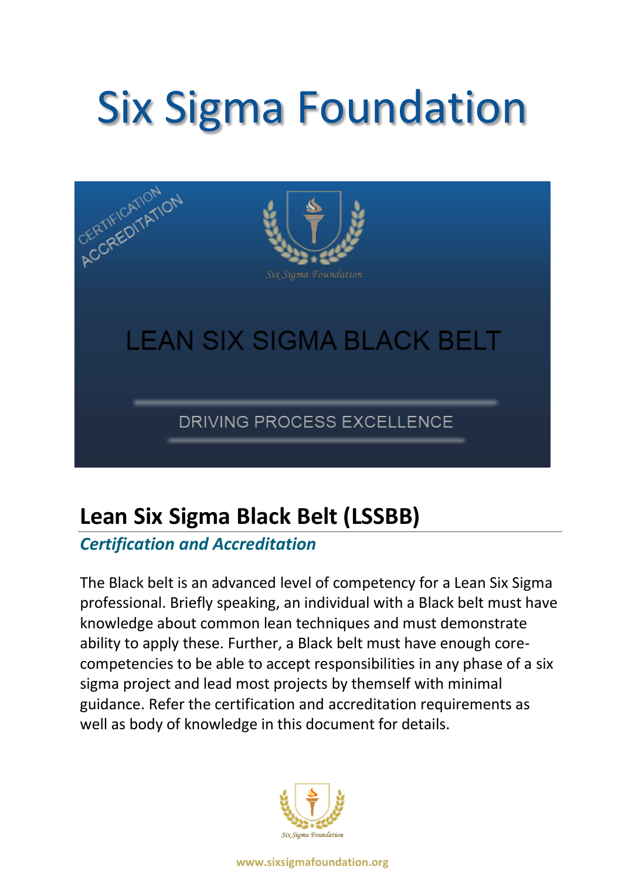# Six Sigma Foundation

CERTIFICATION
ACCREDITATION

Six Sigma Foundation

LEAN SIX SIGMA BLACK BELT

DRIVING PROCESS EXCELLENCE

## Lean Six Sigma Black Belt (LSSBB)

### *Certification and Accreditation*

The Black belt is an advanced level of competency for a Lean Six Sigma professional. Briefly speaking, an individual with a Black belt must have knowledge about common lean techniques and must demonstrate ability to apply these. Further, a Black belt must have enough core-competencies to be able to accept responsibilities in any phase of a six sigma project and lead most projects by themself with minimal guidance. Refer the certification and accreditation requirements as well as body of knowledge in this document for details.

Six Sigma Foundation

www.sixsigmafoundation.org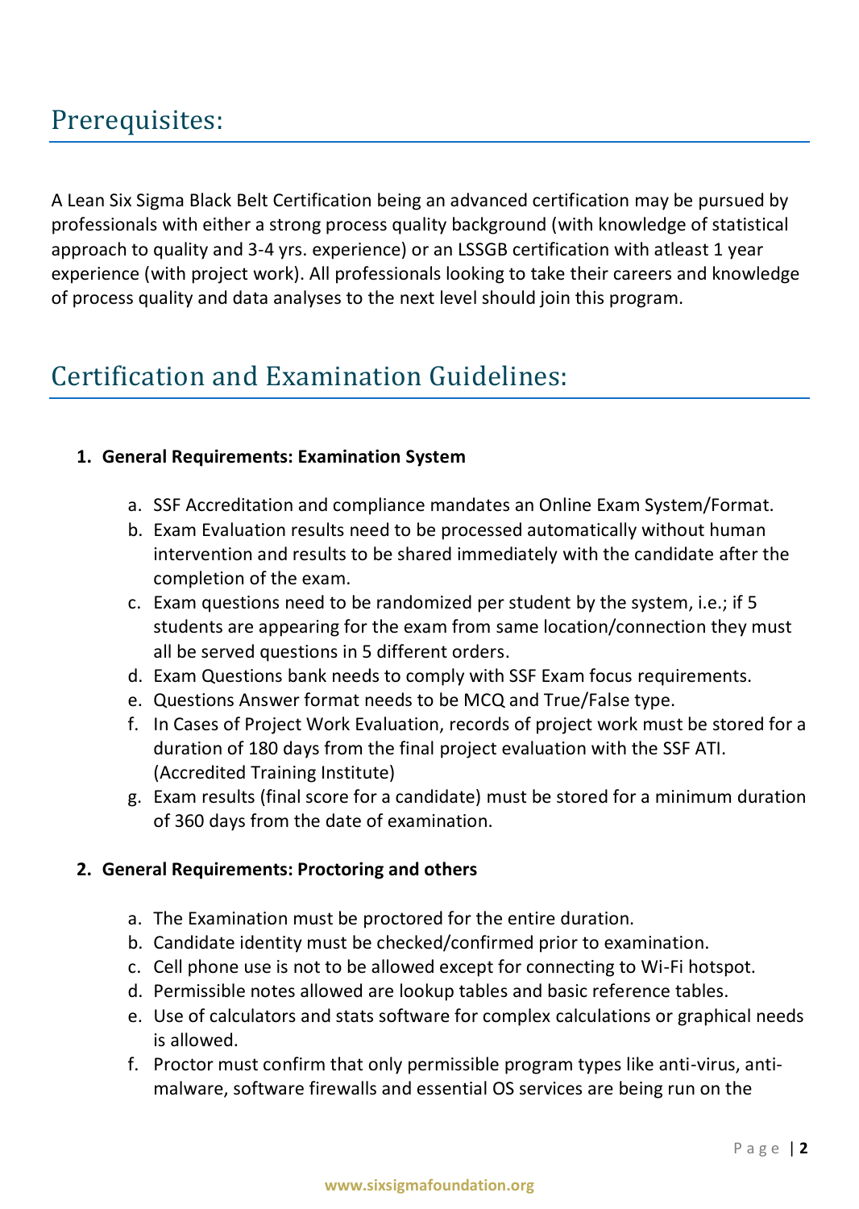# Prerequisites:

A Lean Six Sigma Black Belt Certification being an advanced certification may be pursued by professionals with either a strong process quality background (with knowledge of statistical approach to quality and 3-4 yrs. experience) or an LSSGB certification with atleast 1 year experience (with project work). All professionals looking to take their careers and knowledge of process quality and data analyses to the next level should join this program.

# Certification and Examination Guidelines:

1. **General Requirements: Examination System**

   a. SSF Accreditation and compliance mandates an Online Exam System/Format.
   b. Exam Evaluation results need to be processed automatically without human intervention and results to be shared immediately with the candidate after the completion of the exam.
   c. Exam questions need to be randomized per student by the system, i.e.; if 5 students are appearing for the exam from same location/connection they must all be served questions in 5 different orders.
   d. Exam Questions bank needs to comply with SSF Exam focus requirements.
   e. Questions Answer format needs to be MCQ and True/False type.
   f. In Cases of Project Work Evaluation, records of project work must be stored for a duration of 180 days from the final project evaluation with the SSF ATI. (Accredited Training Institute)
   g. Exam results (final score for a candidate) must be stored for a minimum duration of 360 days from the date of examination.

2. **General Requirements: Proctoring and others**

   a. The Examination must be proctored for the entire duration.
   b. Candidate identity must be checked/confirmed prior to examination.
   c. Cell phone use is not to be allowed except for connecting to Wi-Fi hotspot.
   d. Permissible notes allowed are lookup tables and basic reference tables.
   e. Use of calculators and stats software for complex calculations or graphical needs is allowed.
   f. Proctor must confirm that only permissible program types like anti-virus, anti-malware, software firewalls and essential OS services are being run on the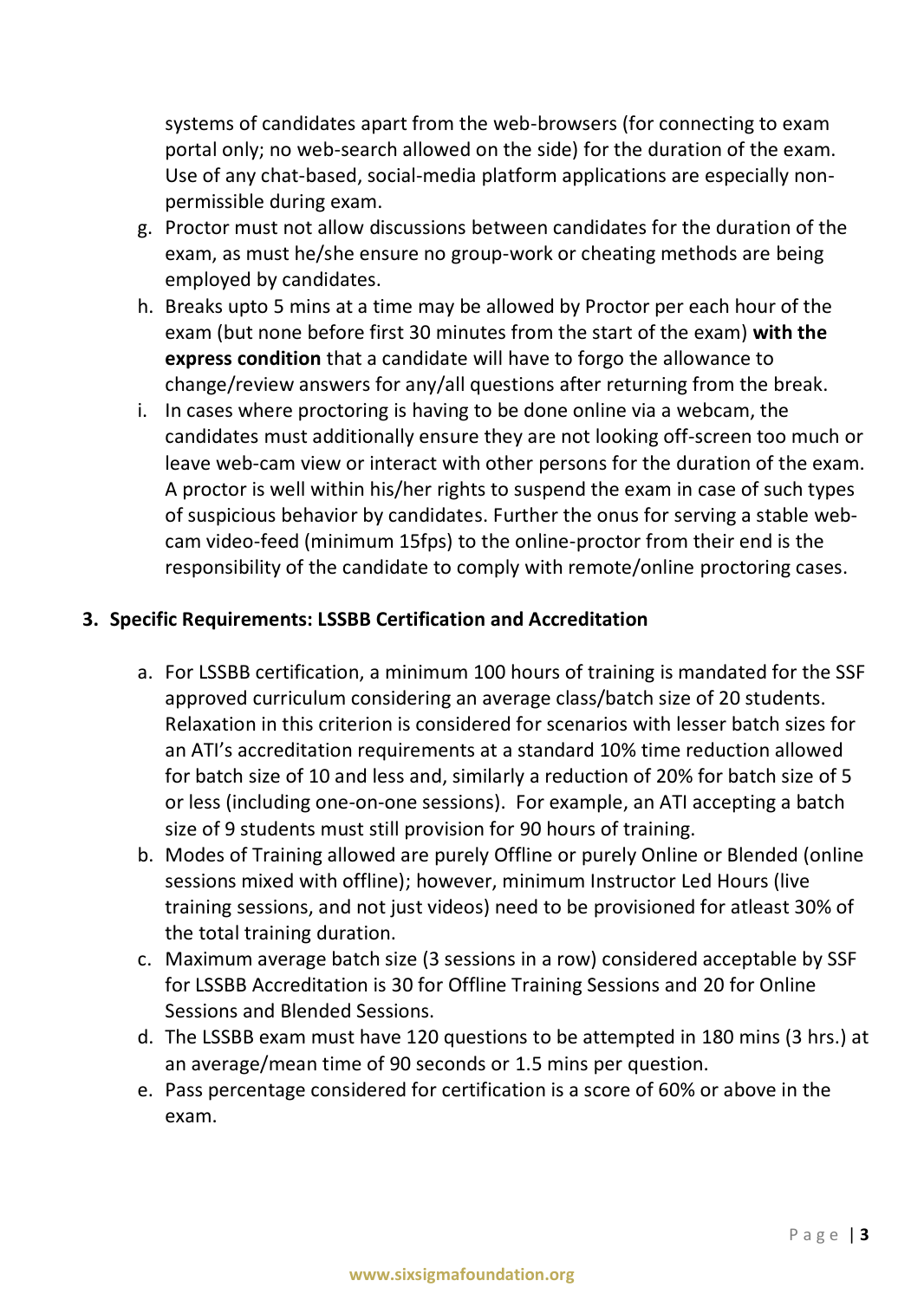systems of candidates apart from the web-browsers (for connecting to exam portal only; no web-search allowed on the side) for the duration of the exam. Use of any chat-based, social-media platform applications are especially non-permissible during exam.

g. Proctor must not allow discussions between candidates for the duration of the exam, as must he/she ensure no group-work or cheating methods are being employed by candidates.
h. Breaks upto 5 mins at a time may be allowed by Proctor per each hour of the exam (but none before first 30 minutes from the start of the exam) **with the express condition** that a candidate will have to forgo the allowance to change/review answers for any/all questions after returning from the break.
i. In cases where proctoring is having to be done online via a webcam, the candidates must additionally ensure they are not looking off-screen too much or leave web-cam view or interact with other persons for the duration of the exam. A proctor is well within his/her rights to suspend the exam in case of such types of suspicious behavior by candidates. Further the onus for serving a stable web-cam video-feed (minimum 15fps) to the online-proctor from their end is the responsibility of the candidate to comply with remote/online proctoring cases.

**3. Specific Requirements: LSSBB Certification and Accreditation**

a. For LSSBB certification, a minimum 100 hours of training is mandated for the SSF approved curriculum considering an average class/batch size of 20 students. Relaxation in this criterion is considered for scenarios with lesser batch sizes for an ATI's accreditation requirements at a standard 10% time reduction allowed for batch size of 10 and less and, similarly a reduction of 20% for batch size of 5 or less (including one-on-one sessions). For example, an ATI accepting a batch size of 9 students must still provision for 90 hours of training.
b. Modes of Training allowed are purely Offline or purely Online or Blended (online sessions mixed with offline); however, minimum Instructor Led Hours (live training sessions, and not just videos) need to be provisioned for atleast 30% of the total training duration.
c. Maximum average batch size (3 sessions in a row) considered acceptable by SSF for LSSBB Accreditation is 30 for Offline Training Sessions and 20 for Online Sessions and Blended Sessions.
d. The LSSBB exam must have 120 questions to be attempted in 180 mins (3 hrs.) at an average/mean time of 90 seconds or 1.5 mins per question.
e. Pass percentage considered for certification is a score of 60% or above in the exam.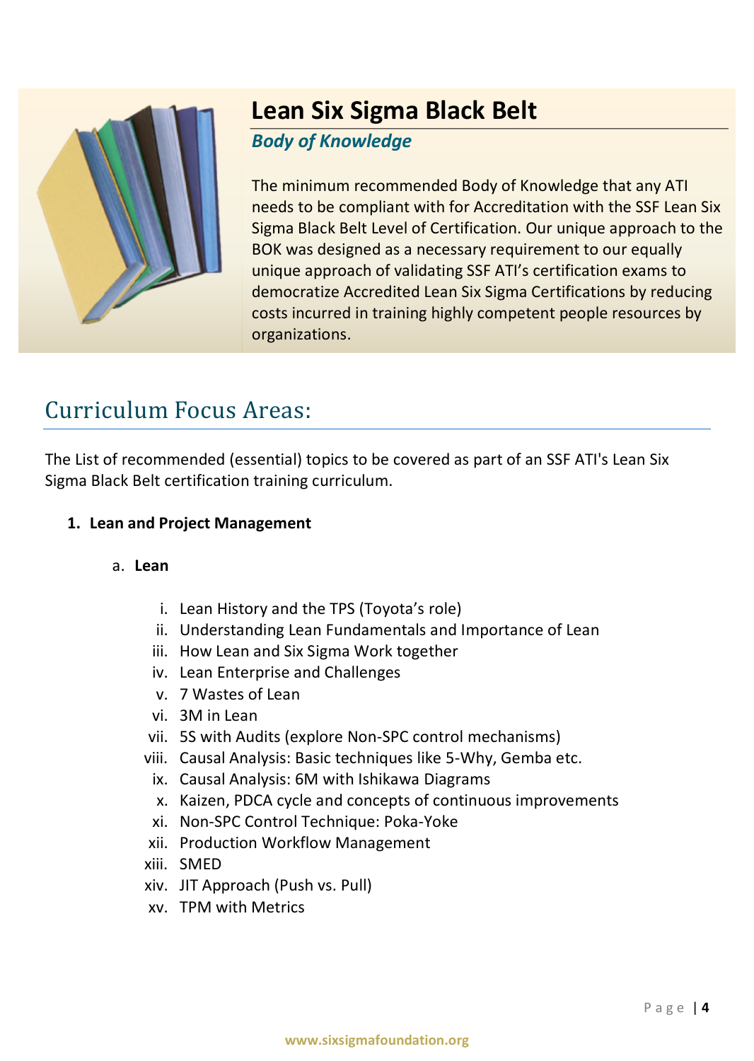# Lean Six Sigma Black Belt

## *Body of Knowledge*

The minimum recommended Body of Knowledge that any ATI needs to be compliant with for Accreditation with the SSF Lean Six Sigma Black Belt Level of Certification. Our unique approach to the BOK was designed as a necessary requirement to our equally unique approach of validating SSF ATI's certification exams to democratize Accredited Lean Six Sigma Certifications by reducing costs incurred in training highly competent people resources by organizations.

## Curriculum Focus Areas:

The List of recommended (essential) topics to be covered as part of an SSF ATI's Lean Six Sigma Black Belt certification training curriculum.

1. **Lean and Project Management**

   a. **Lean**

      i. Lean History and the TPS (Toyota's role)
      ii. Understanding Lean Fundamentals and Importance of Lean
      iii. How Lean and Six Sigma Work together
      iv. Lean Enterprise and Challenges
      v. 7 Wastes of Lean
      vi. 3M in Lean
      vii. 5S with Audits (explore Non-SPC control mechanisms)
      viii. Causal Analysis: Basic techniques like 5-Why, Gemba etc.
      ix. Causal Analysis: 6M with Ishikawa Diagrams
      x. Kaizen, PDCA cycle and concepts of continuous improvements
      xi. Non-SPC Control Technique: Poka-Yoke
      xii. Production Workflow Management
      xiii. SMED
      xiv. JIT Approach (Push vs. Pull)
      xv. TPM with Metrics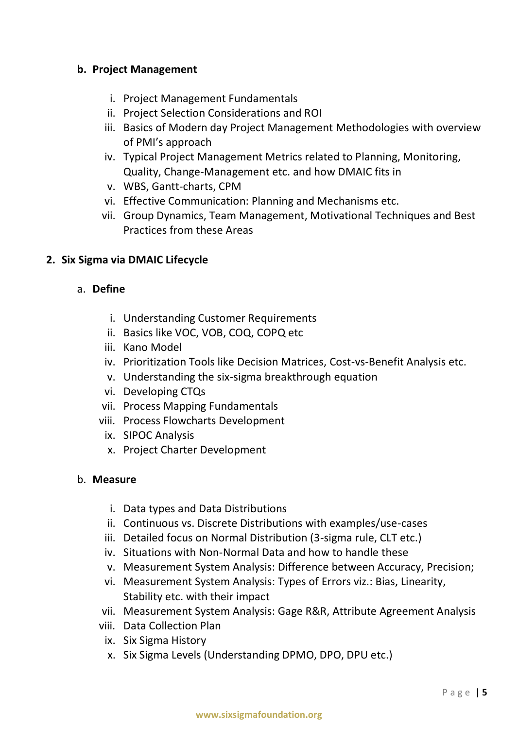**b. Project Management**

i. Project Management Fundamentals
ii. Project Selection Considerations and ROI
iii. Basics of Modern day Project Management Methodologies with overview of PMI's approach
iv. Typical Project Management Metrics related to Planning, Monitoring, Quality, Change-Management etc. and how DMAIC fits in
v. WBS, Gantt-charts, CPM
vi. Effective Communication: Planning and Mechanisms etc.
vii. Group Dynamics, Team Management, Motivational Techniques and Best Practices from these Areas

**2. Six Sigma via DMAIC Lifecycle**

a. **Define**

i. Understanding Customer Requirements
ii. Basics like VOC, VOB, COQ, COPQ etc
iii. Kano Model
iv. Prioritization Tools like Decision Matrices, Cost-vs-Benefit Analysis etc.
v. Understanding the six-sigma breakthrough equation
vi. Developing CTQs
vii. Process Mapping Fundamentals
viii. Process Flowcharts Development
ix. SIPOC Analysis
x. Project Charter Development

b. **Measure**

i. Data types and Data Distributions
ii. Continuous vs. Discrete Distributions with examples/use-cases
iii. Detailed focus on Normal Distribution (3-sigma rule, CLT etc.)
iv. Situations with Non-Normal Data and how to handle these
v. Measurement System Analysis: Difference between Accuracy, Precision;
vi. Measurement System Analysis: Types of Errors viz.: Bias, Linearity, Stability etc. with their impact
vii. Measurement System Analysis: Gage R&R, Attribute Agreement Analysis
viii. Data Collection Plan
ix. Six Sigma History
x. Six Sigma Levels (Understanding DPMO, DPO, DPU etc.)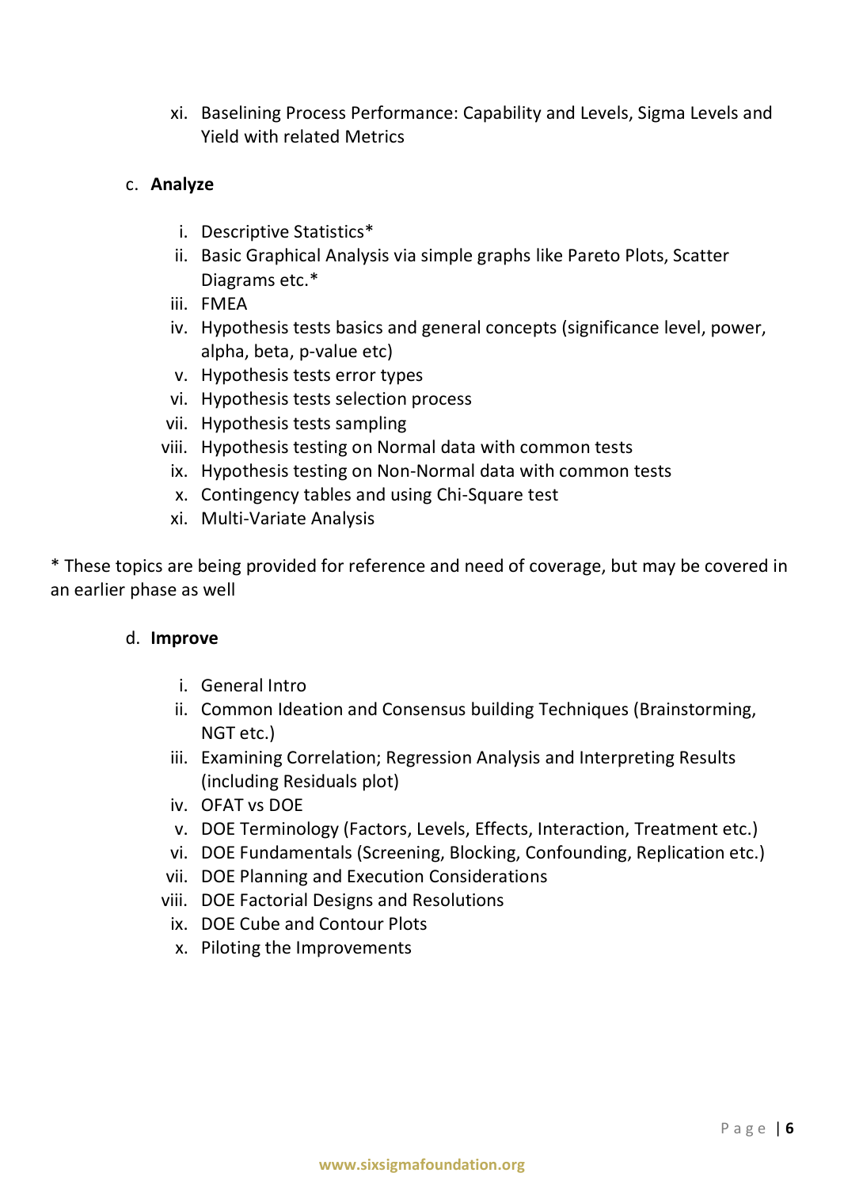xi. Baselining Process Performance: Capability and Levels, Sigma Levels and Yield with related Metrics

c. **Analyze**

i. Descriptive Statistics*
ii. Basic Graphical Analysis via simple graphs like Pareto Plots, Scatter Diagrams etc.*
iii. FMEA
iv. Hypothesis tests basics and general concepts (significance level, power, alpha, beta, p-value etc)
v. Hypothesis tests error types
vi. Hypothesis tests selection process
vii. Hypothesis tests sampling
viii. Hypothesis testing on Normal data with common tests
ix. Hypothesis testing on Non-Normal data with common tests
x. Contingency tables and using Chi-Square test
xi. Multi-Variate Analysis

* These topics are being provided for reference and need of coverage, but may be covered in an earlier phase as well

d. **Improve**

i. General Intro
ii. Common Ideation and Consensus building Techniques (Brainstorming, NGT etc.)
iii. Examining Correlation; Regression Analysis and Interpreting Results (including Residuals plot)
iv. OFAT vs DOE
v. DOE Terminology (Factors, Levels, Effects, Interaction, Treatment etc.)
vi. DOE Fundamentals (Screening, Blocking, Confounding, Replication etc.)
vii. DOE Planning and Execution Considerations
viii. DOE Factorial Designs and Resolutions
ix. DOE Cube and Contour Plots
x. Piloting the Improvements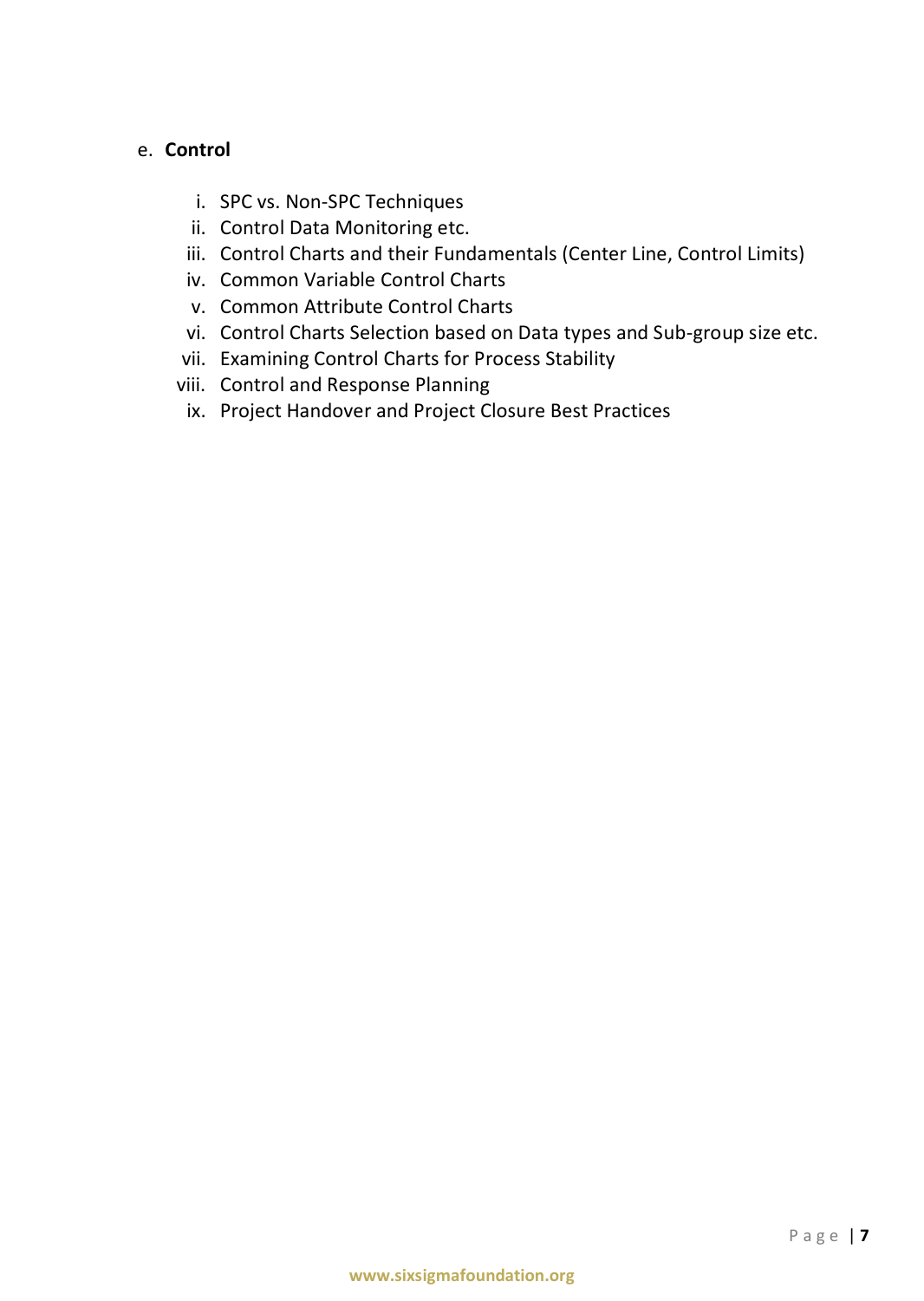e. **Control**

  i. SPC vs. Non-SPC Techniques
  ii. Control Data Monitoring etc.
  iii. Control Charts and their Fundamentals (Center Line, Control Limits)
  iv. Common Variable Control Charts
  v. Common Attribute Control Charts
  vi. Control Charts Selection based on Data types and Sub-group size etc.
  vii. Examining Control Charts for Process Stability
  viii. Control and Response Planning
  ix. Project Handover and Project Closure Best Practices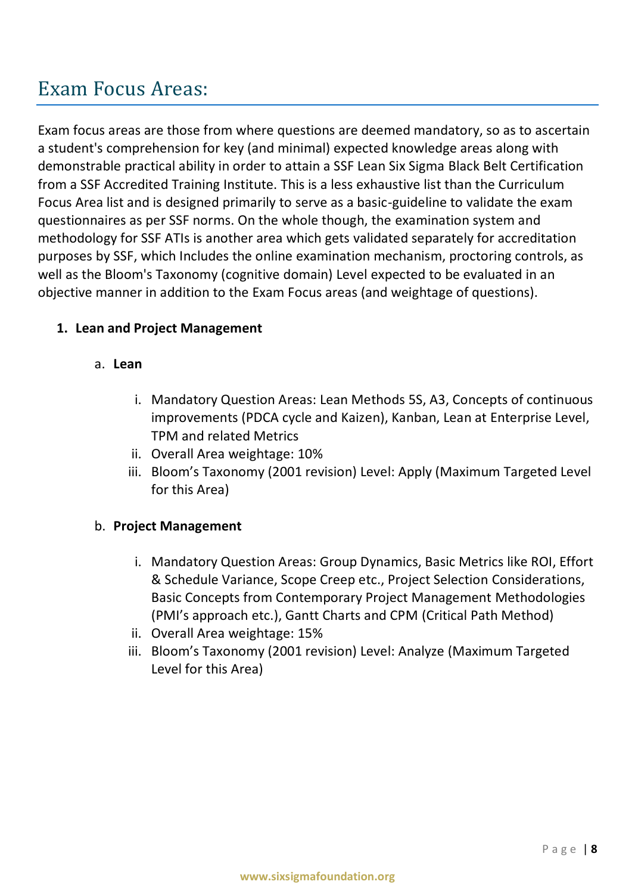# Exam Focus Areas:

Exam focus areas are those from where questions are deemed mandatory, so as to ascertain a student's comprehension for key (and minimal) expected knowledge areas along with demonstrable practical ability in order to attain a SSF Lean Six Sigma Black Belt Certification from a SSF Accredited Training Institute. This is a less exhaustive list than the Curriculum Focus Area list and is designed primarily to serve as a basic-guideline to validate the exam questionnaires as per SSF norms. On the whole though, the examination system and methodology for SSF ATIs is another area which gets validated separately for accreditation purposes by SSF, which Includes the online examination mechanism, proctoring controls, as well as the Bloom's Taxonomy (cognitive domain) Level expected to be evaluated in an objective manner in addition to the Exam Focus areas (and weightage of questions).

1. **Lean and Project Management**

   a. **Lean**

      i. Mandatory Question Areas: Lean Methods 5S, A3, Concepts of continuous improvements (PDCA cycle and Kaizen), Kanban, Lean at Enterprise Level, TPM and related Metrics

      ii. Overall Area weightage: 10%

      iii. Bloom's Taxonomy (2001 revision) Level: Apply (Maximum Targeted Level for this Area)

   b. **Project Management**

      i. Mandatory Question Areas: Group Dynamics, Basic Metrics like ROI, Effort & Schedule Variance, Scope Creep etc., Project Selection Considerations, Basic Concepts from Contemporary Project Management Methodologies (PMI's approach etc.), Gantt Charts and CPM (Critical Path Method)

      ii. Overall Area weightage: 15%

      iii. Bloom's Taxonomy (2001 revision) Level: Analyze (Maximum Targeted Level for this Area)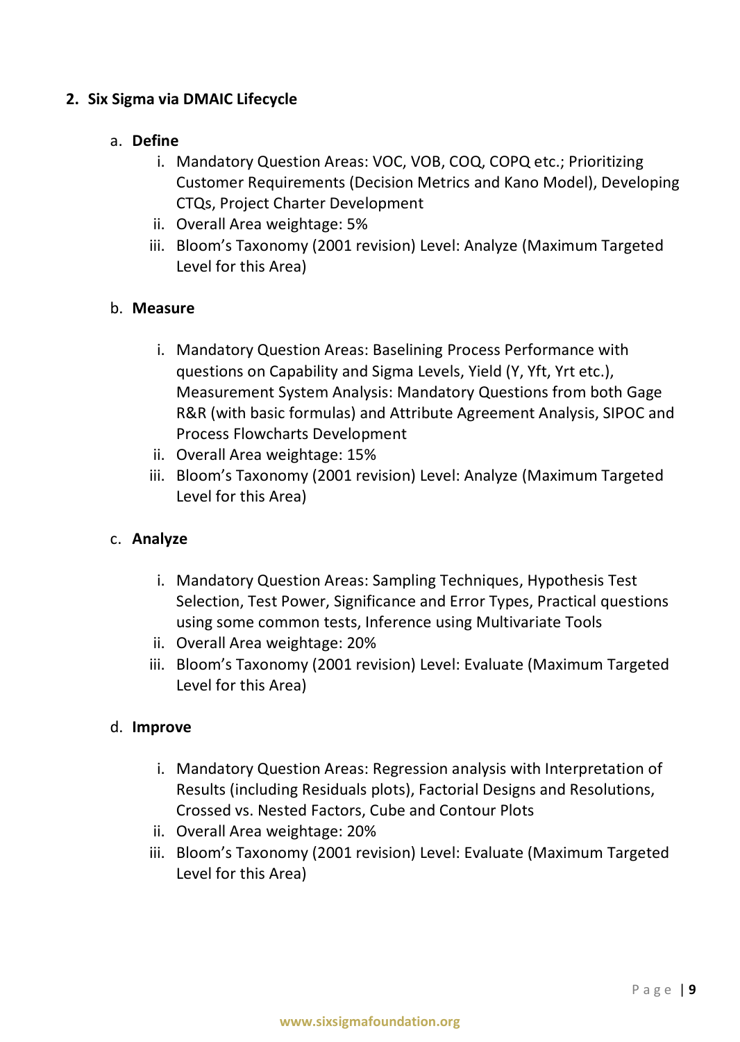## 2. Six Sigma via DMAIC Lifecycle

a. **Define**

   i. Mandatory Question Areas: VOC, VOB, COQ, COPQ etc.; Prioritizing Customer Requirements (Decision Metrics and Kano Model), Developing CTQs, Project Charter Development

   ii. Overall Area weightage: 5%

   iii. Bloom's Taxonomy (2001 revision) Level: Analyze (Maximum Targeted Level for this Area)

b. **Measure**

   i. Mandatory Question Areas: Baselining Process Performance with questions on Capability and Sigma Levels, Yield (Y, Yft, Yrt etc.), Measurement System Analysis: Mandatory Questions from both Gage R&R (with basic formulas) and Attribute Agreement Analysis, SIPOC and Process Flowcharts Development

   ii. Overall Area weightage: 15%

   iii. Bloom's Taxonomy (2001 revision) Level: Analyze (Maximum Targeted Level for this Area)

c. **Analyze**

   i. Mandatory Question Areas: Sampling Techniques, Hypothesis Test Selection, Test Power, Significance and Error Types, Practical questions using some common tests, Inference using Multivariate Tools

   ii. Overall Area weightage: 20%

   iii. Bloom's Taxonomy (2001 revision) Level: Evaluate (Maximum Targeted Level for this Area)

d. **Improve**

   i. Mandatory Question Areas: Regression analysis with Interpretation of Results (including Residuals plots), Factorial Designs and Resolutions, Crossed vs. Nested Factors, Cube and Contour Plots

   ii. Overall Area weightage: 20%

   iii. Bloom's Taxonomy (2001 revision) Level: Evaluate (Maximum Targeted Level for this Area)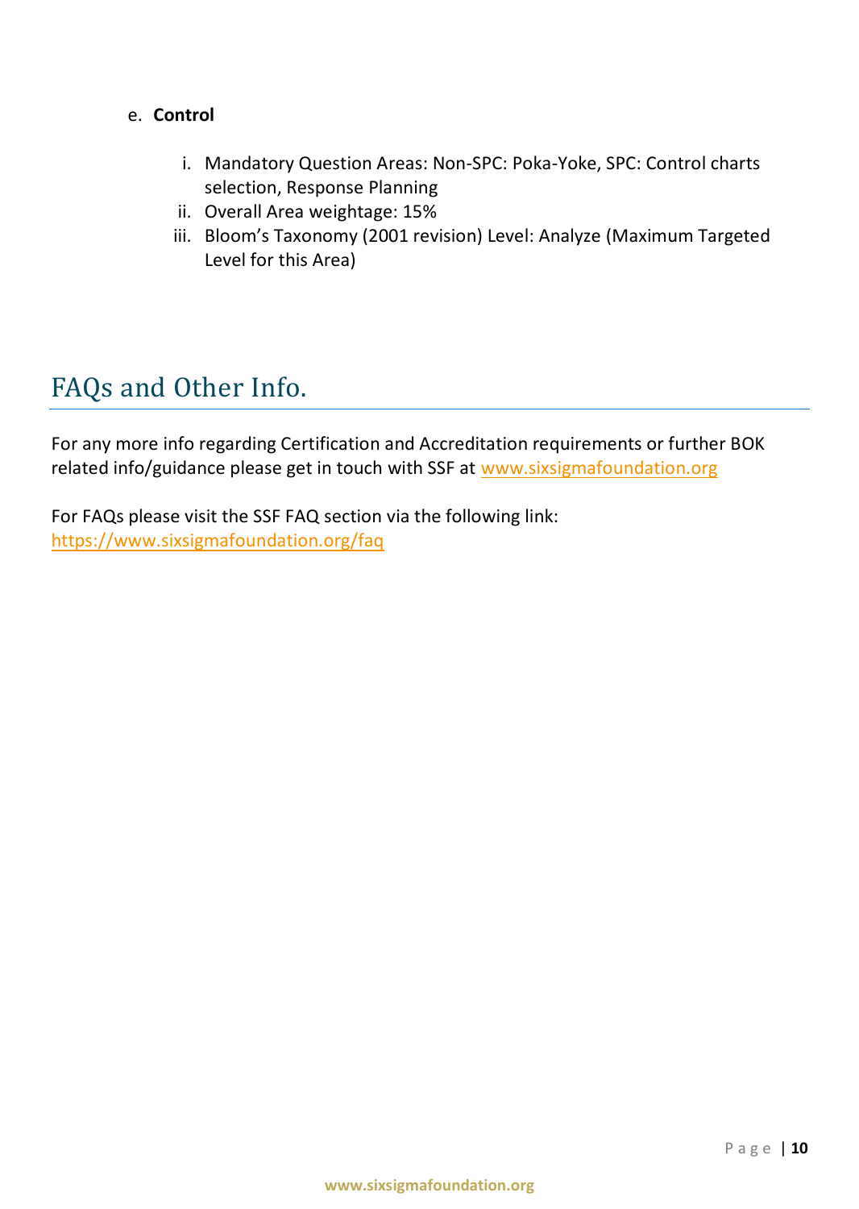e. **Control**

   i. Mandatory Question Areas: Non-SPC: Poka-Yoke, SPC: Control charts selection, Response Planning

   ii. Overall Area weightage: 15%

   iii. Bloom's Taxonomy (2001 revision) Level: Analyze (Maximum Targeted Level for this Area)

# FAQs and Other Info.

For any more info regarding Certification and Accreditation requirements or further BOK related info/guidance please get in touch with SSF at www.sixsigmafoundation.org

For FAQs please visit the SSF FAQ section via the following link:
https://www.sixsigmafoundation.org/faq